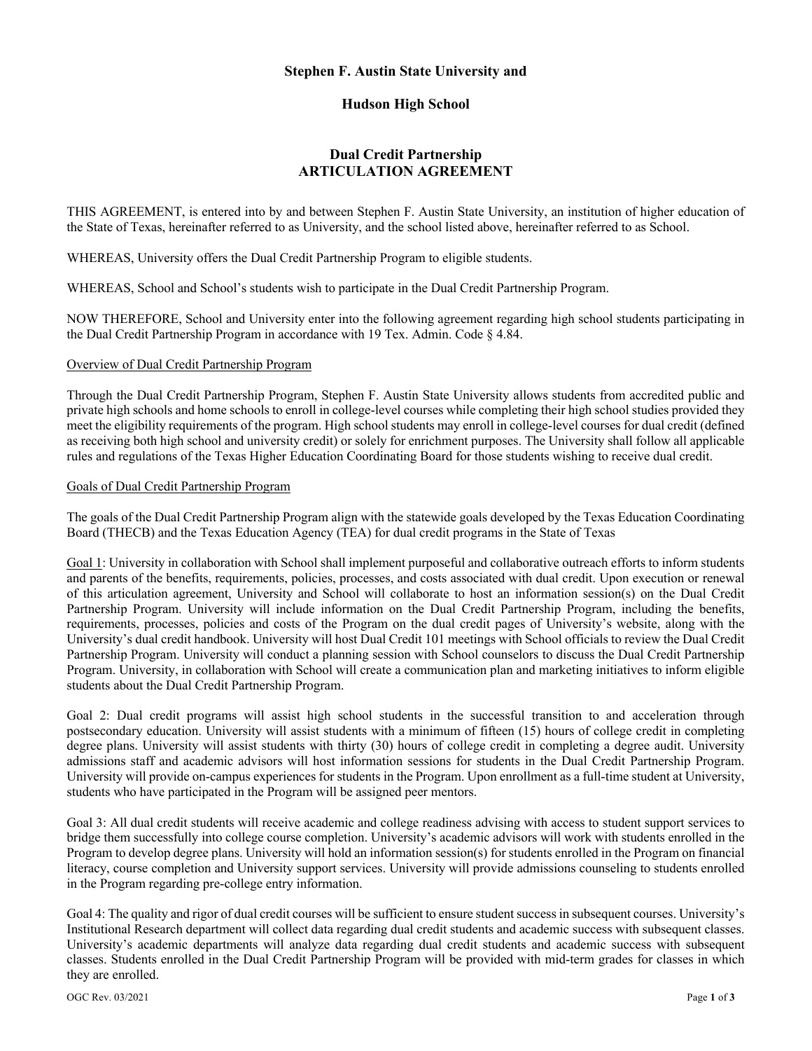**Stephen F. Austin State University and**

**Hudson High School**

# Dual Credit Partnership
# ARTICULATION AGREEMENT

THIS AGREEMENT, is entered into by and between Stephen F. Austin State University, an institution of higher education of the State of Texas, hereinafter referred to as University, and the school listed above, hereinafter referred to as School.

WHEREAS, University offers the Dual Credit Partnership Program to eligible students.

WHEREAS, School and School's students wish to participate in the Dual Credit Partnership Program.

NOW THEREFORE, School and University enter into the following agreement regarding high school students participating in the Dual Credit Partnership Program in accordance with 19 Tex. Admin. Code § 4.84.

<u>Overview of Dual Credit Partnership Program</u>

Through the Dual Credit Partnership Program, Stephen F. Austin State University allows students from accredited public and private high schools and home schools to enroll in college-level courses while completing their high school studies provided they meet the eligibility requirements of the program. High school students may enroll in college-level courses for dual credit (defined as receiving both high school and university credit) or solely for enrichment purposes. The University shall follow all applicable rules and regulations of the Texas Higher Education Coordinating Board for those students wishing to receive dual credit.

<u>Goals of Dual Credit Partnership Program</u>

The goals of the Dual Credit Partnership Program align with the statewide goals developed by the Texas Education Coordinating Board (THECB) and the Texas Education Agency (TEA) for dual credit programs in the State of Texas

<u>Goal 1</u>: University in collaboration with School shall implement purposeful and collaborative outreach efforts to inform students and parents of the benefits, requirements, policies, processes, and costs associated with dual credit. Upon execution or renewal of this articulation agreement, University and School will collaborate to host an information session(s) on the Dual Credit Partnership Program. University will include information on the Dual Credit Partnership Program, including the benefits, requirements, processes, policies and costs of the Program on the dual credit pages of University's website, along with the University's dual credit handbook. University will host Dual Credit 101 meetings with School officials to review the Dual Credit Partnership Program. University will conduct a planning session with School counselors to discuss the Dual Credit Partnership Program. University, in collaboration with School will create a communication plan and marketing initiatives to inform eligible students about the Dual Credit Partnership Program.

Goal 2: Dual credit programs will assist high school students in the successful transition to and acceleration through postsecondary education. University will assist students with a minimum of fifteen (15) hours of college credit in completing degree plans. University will assist students with thirty (30) hours of college credit in completing a degree audit. University admissions staff and academic advisors will host information sessions for students in the Dual Credit Partnership Program. University will provide on-campus experiences for students in the Program. Upon enrollment as a full-time student at University, students who have participated in the Program will be assigned peer mentors.

Goal 3: All dual credit students will receive academic and college readiness advising with access to student support services to bridge them successfully into college course completion. University's academic advisors will work with students enrolled in the Program to develop degree plans. University will hold an information session(s) for students enrolled in the Program on financial literacy, course completion and University support services. University will provide admissions counseling to students enrolled in the Program regarding pre-college entry information.

Goal 4: The quality and rigor of dual credit courses will be sufficient to ensure student success in subsequent courses. University's Institutional Research department will collect data regarding dual credit students and academic success with subsequent classes. University's academic departments will analyze data regarding dual credit students and academic success with subsequent classes. Students enrolled in the Dual Credit Partnership Program will be provided with mid-term grades for classes in which they are enrolled.

OGC Rev. 03/2021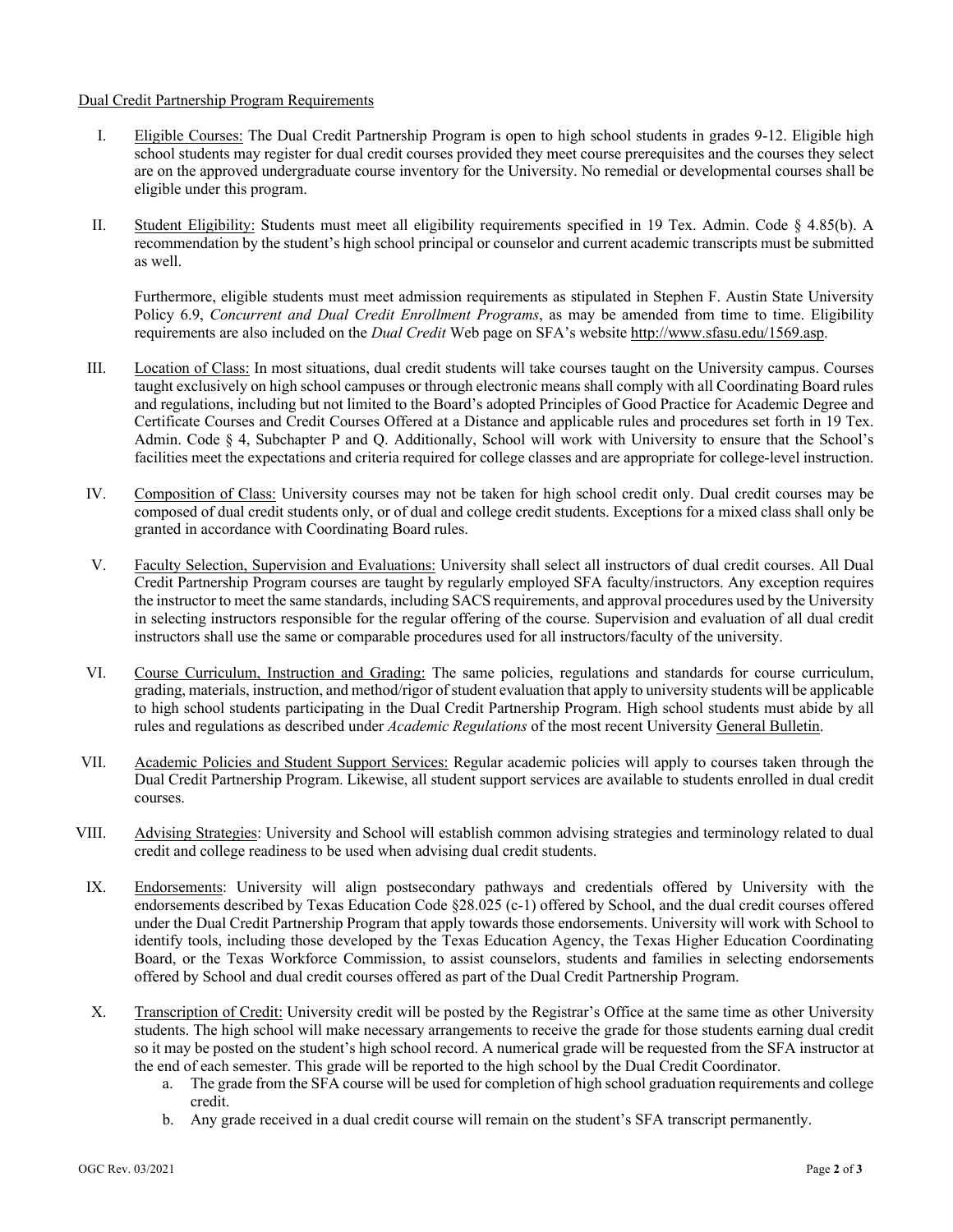Dual Credit Partnership Program Requirements

I. Eligible Courses: The Dual Credit Partnership Program is open to high school students in grades 9-12. Eligible high school students may register for dual credit courses provided they meet course prerequisites and the courses they select are on the approved undergraduate course inventory for the University. No remedial or developmental courses shall be eligible under this program.

II. Student Eligibility: Students must meet all eligibility requirements specified in 19 Tex. Admin. Code § 4.85(b). A recommendation by the student's high school principal or counselor and current academic transcripts must be submitted as well.

   Furthermore, eligible students must meet admission requirements as stipulated in Stephen F. Austin State University Policy 6.9, *Concurrent and Dual Credit Enrollment Programs*, as may be amended from time to time. Eligibility requirements are also included on the *Dual Credit* Web page on SFA's website http://www.sfasu.edu/1569.asp.

III. Location of Class: In most situations, dual credit students will take courses taught on the University campus. Courses taught exclusively on high school campuses or through electronic means shall comply with all Coordinating Board rules and regulations, including but not limited to the Board's adopted Principles of Good Practice for Academic Degree and Certificate Courses and Credit Courses Offered at a Distance and applicable rules and procedures set forth in 19 Tex. Admin. Code § 4, Subchapter P and Q. Additionally, School will work with University to ensure that the School's facilities meet the expectations and criteria required for college classes and are appropriate for college-level instruction.

IV. Composition of Class: University courses may not be taken for high school credit only. Dual credit courses may be composed of dual credit students only, or of dual and college credit students. Exceptions for a mixed class shall only be granted in accordance with Coordinating Board rules.

V. Faculty Selection, Supervision and Evaluations: University shall select all instructors of dual credit courses. All Dual Credit Partnership Program courses are taught by regularly employed SFA faculty/instructors. Any exception requires the instructor to meet the same standards, including SACS requirements, and approval procedures used by the University in selecting instructors responsible for the regular offering of the course. Supervision and evaluation of all dual credit instructors shall use the same or comparable procedures used for all instructors/faculty of the university.

VI. Course Curriculum, Instruction and Grading: The same policies, regulations and standards for course curriculum, grading, materials, instruction, and method/rigor of student evaluation that apply to university students will be applicable to high school students participating in the Dual Credit Partnership Program. High school students must abide by all rules and regulations as described under *Academic Regulations* of the most recent University General Bulletin.

VII. Academic Policies and Student Support Services: Regular academic policies will apply to courses taken through the Dual Credit Partnership Program. Likewise, all student support services are available to students enrolled in dual credit courses.

VIII. Advising Strategies: University and School will establish common advising strategies and terminology related to dual credit and college readiness to be used when advising dual credit students.

IX. Endorsements: University will align postsecondary pathways and credentials offered by University with the endorsements described by Texas Education Code §28.025 (c-1) offered by School, and the dual credit courses offered under the Dual Credit Partnership Program that apply towards those endorsements. University will work with School to identify tools, including those developed by the Texas Education Agency, the Texas Higher Education Coordinating Board, or the Texas Workforce Commission, to assist counselors, students and families in selecting endorsements offered by School and dual credit courses offered as part of the Dual Credit Partnership Program.

X. Transcription of Credit: University credit will be posted by the Registrar's Office at the same time as other University students. The high school will make necessary arrangements to receive the grade for those students earning dual credit so it may be posted on the student's high school record. A numerical grade will be requested from the SFA instructor at the end of each semester. This grade will be reported to the high school by the Dual Credit Coordinator.
   a. The grade from the SFA course will be used for completion of high school graduation requirements and college credit.
   b. Any grade received in a dual credit course will remain on the student's SFA transcript permanently.

OGC Rev. 03/2021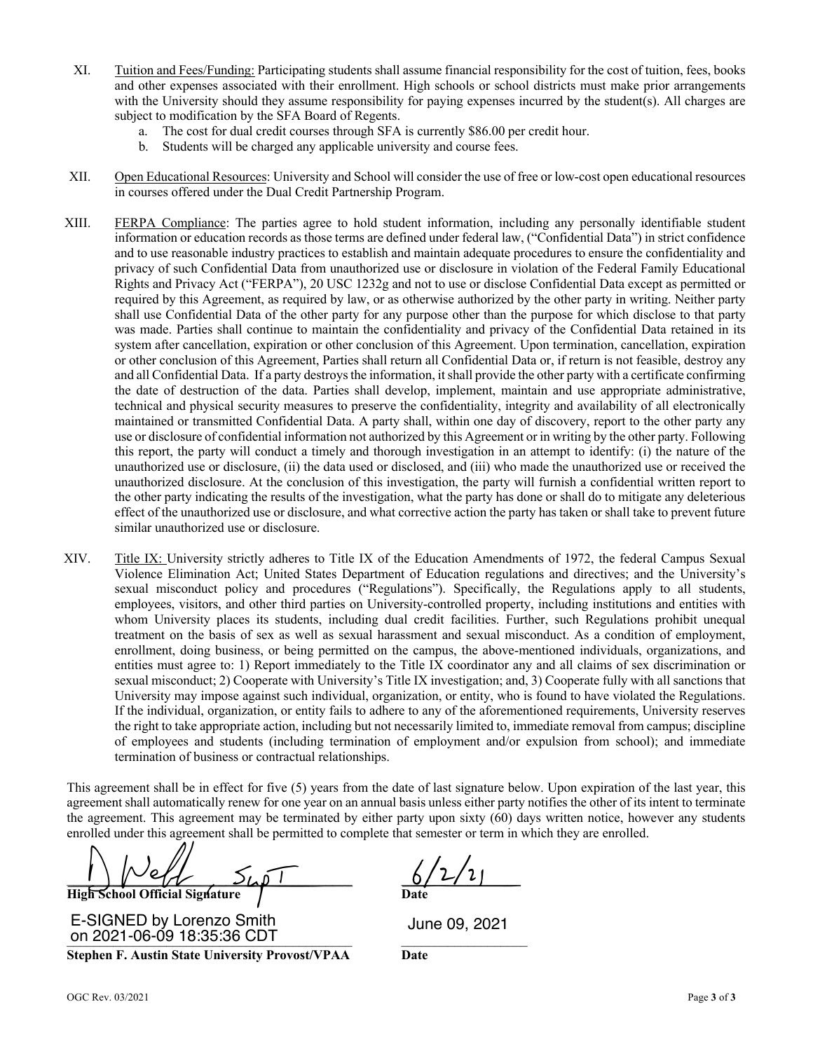XI. Tuition and Fees/Funding: Participating students shall assume financial responsibility for the cost of tuition, fees, books and other expenses associated with their enrollment. High schools or school districts must make prior arrangements with the University should they assume responsibility for paying expenses incurred by the student(s). All charges are subject to modification by the SFA Board of Regents.

   a. The cost for dual credit courses through SFA is currently $86.00 per credit hour.
   b. Students will be charged any applicable university and course fees.

XII. Open Educational Resources: University and School will consider the use of free or low-cost open educational resources in courses offered under the Dual Credit Partnership Program.

XIII. FERPA Compliance: The parties agree to hold student information, including any personally identifiable student information or education records as those terms are defined under federal law, ("Confidential Data") in strict confidence and to use reasonable industry practices to establish and maintain adequate procedures to ensure the confidentiality and privacy of such Confidential Data from unauthorized use or disclosure in violation of the Federal Family Educational Rights and Privacy Act ("FERPA"), 20 USC 1232g and not to use or disclose Confidential Data except as permitted or required by this Agreement, as required by law, or as otherwise authorized by the other party in writing. Neither party shall use Confidential Data of the other party for any purpose other than the purpose for which disclose to that party was made. Parties shall continue to maintain the confidentiality and privacy of the Confidential Data retained in its system after cancellation, expiration or other conclusion of this Agreement. Upon termination, cancellation, expiration or other conclusion of this Agreement, Parties shall return all Confidential Data or, if return is not feasible, destroy any and all Confidential Data. If a party destroys the information, it shall provide the other party with a certificate confirming the date of destruction of the data. Parties shall develop, implement, maintain and use appropriate administrative, technical and physical security measures to preserve the confidentiality, integrity and availability of all electronically maintained or transmitted Confidential Data. A party shall, within one day of discovery, report to the other party any use or disclosure of confidential information not authorized by this Agreement or in writing by the other party. Following this report, the party will conduct a timely and thorough investigation in an attempt to identify: (i) the nature of the unauthorized use or disclosure, (ii) the data used or disclosed, and (iii) who made the unauthorized use or received the unauthorized disclosure. At the conclusion of this investigation, the party will furnish a confidential written report to the other party indicating the results of the investigation, what the party has done or shall do to mitigate any deleterious effect of the unauthorized use or disclosure, and what corrective action the party has taken or shall take to prevent future similar unauthorized use or disclosure.

XIV. Title IX: University strictly adheres to Title IX of the Education Amendments of 1972, the federal Campus Sexual Violence Elimination Act; United States Department of Education regulations and directives; and the University's sexual misconduct policy and procedures ("Regulations"). Specifically, the Regulations apply to all students, employees, visitors, and other third parties on University-controlled property, including institutions and entities with whom University places its students, including dual credit facilities. Further, such Regulations prohibit unequal treatment on the basis of sex as well as sexual harassment and sexual misconduct. As a condition of employment, enrollment, doing business, or being permitted on the campus, the above-mentioned individuals, organizations, and entities must agree to: 1) Report immediately to the Title IX coordinator any and all claims of sex discrimination or sexual misconduct; 2) Cooperate with University's Title IX investigation; and, 3) Cooperate fully with all sanctions that University may impose against such individual, organization, or entity, who is found to have violated the Regulations. If the individual, organization, or entity fails to adhere to any of the aforementioned requirements, University reserves the right to take appropriate action, including but not necessarily limited to, immediate removal from campus; discipline of employees and students (including termination of employment and/or expulsion from school); and immediate termination of business or contractual relationships.

This agreement shall be in effect for five (5) years from the date of last signature below. Upon expiration of the last year, this agreement shall automatically renew for one year on an annual basis unless either party notifies the other of its intent to terminate the agreement. This agreement may be terminated by either party upon sixty (60) days written notice, however any students enrolled under this agreement shall be permitted to complete that semester or term in which they are enrolled.

D Webb, Supt — 6/2/21

**High School Official Signature** — **Date**

E-SIGNED by Lorenzo Smith on 2021-06-09 18:35:36 CDT — June 09, 2021

**Stephen F. Austin State University Provost/VPAA** — **Date**

OGC Rev. 03/2021